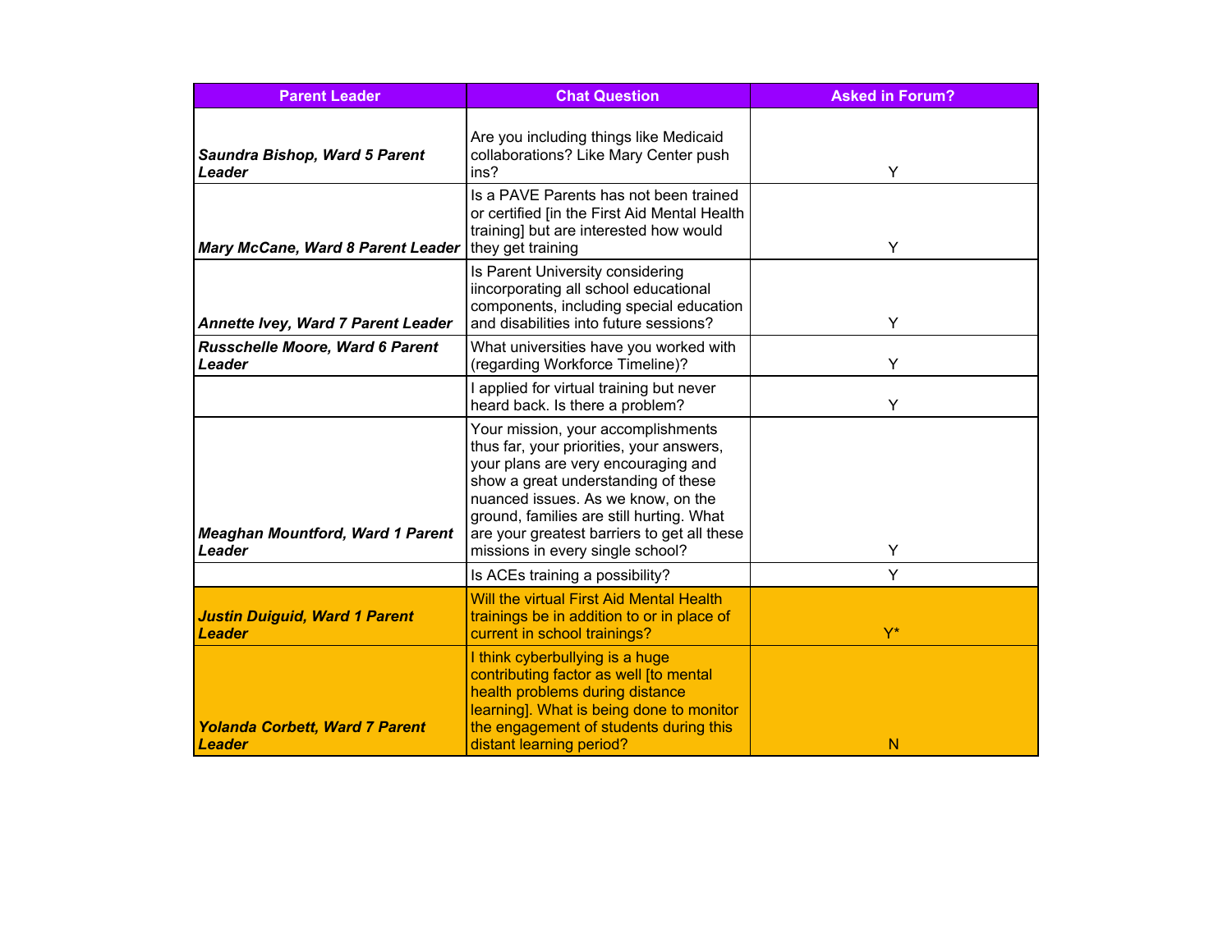| Parent Leader | Chat Question | Asked in Forum? |
| --- | --- | --- |
| ***Saundra Bishop, Ward 5 Parent Leader*** | Are you including things like Medicaid collaborations? Like Mary Center push ins? | Y |
| ***Mary McCane, Ward 8 Parent Leader*** | Is a PAVE Parents has not been trained or certified [in the First Aid Mental Health training] but are interested how would they get training | Y |
| ***Annette Ivey, Ward 7 Parent Leader*** | Is Parent University considering iincorporating all school educational components, including special education and disabilities into future sessions? | Y |
| ***Russchelle Moore, Ward 6 Parent Leader*** | What universities have you worked with (regarding Workforce Timeline)? | Y |
| | I applied for virtual training but never heard back. Is there a problem? | Y |
| ***Meaghan Mountford, Ward 1 Parent Leader*** | Your mission, your accomplishments thus far, your priorities, your answers, your plans are very encouraging and show a great understanding of these nuanced issues. As we know, on the ground, families are still hurting. What are your greatest barriers to get all these missions in every single school? | Y |
| | Is ACEs training a possibility? | Y |
| ***Justin Duiguid, Ward 1 Parent Leader*** | Will the virtual First Aid Mental Health trainings be in addition to or in place of current in school trainings? | Y* |
| ***Yolanda Corbett, Ward 7 Parent Leader*** | I think cyberbullying is a huge contributing factor as well [to mental health problems during distance learning]. What is being done to monitor the engagement of students during this distant learning period? | N |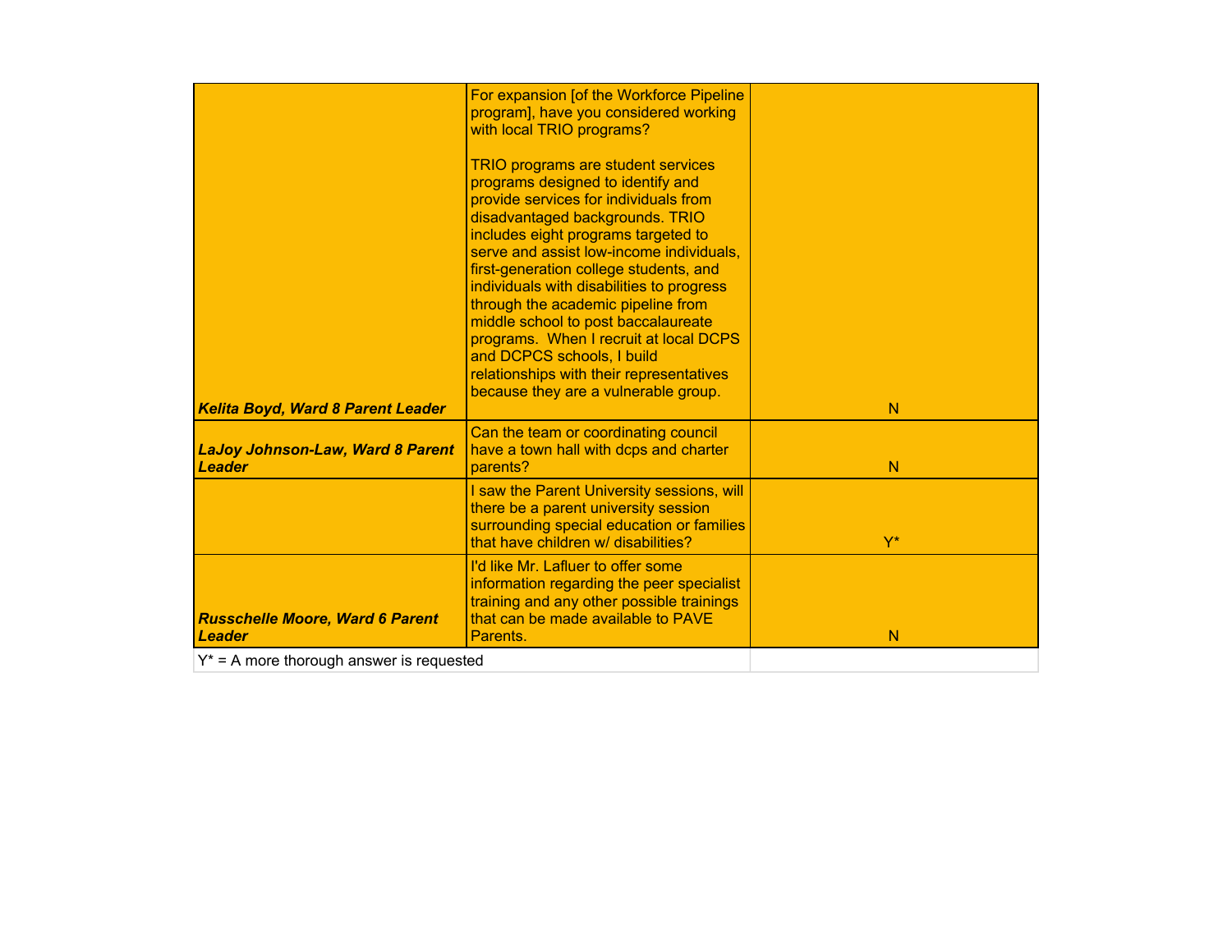| | | |
|---|---|---|
| ***Kelita Boyd, Ward 8 Parent Leader*** | For expansion [of the Workforce Pipeline program], have you considered working with local TRIO programs?<br><br>TRIO programs are student services programs designed to identify and provide services for individuals from disadvantaged backgrounds. TRIO includes eight programs targeted to serve and assist low-income individuals, first-generation college students, and individuals with disabilities to progress through the academic pipeline from middle school to post baccalaureate programs. When I recruit at local DCPS and DCPCS schools, I build relationships with their representatives because they are a vulnerable group. | N |
| ***LaJoy Johnson-Law, Ward 8 Parent Leader*** | Can the team or coordinating council have a town hall with dcps and charter parents? | N |
| | I saw the Parent University sessions, will there be a parent university session surrounding special education or families that have children w/ disabilities? | Y* |
| ***Russchelle Moore, Ward 6 Parent Leader*** | I'd like Mr. Lafluer to offer some information regarding the peer specialist training and any other possible trainings that can be made available to PAVE Parents. | N |

Y* = A more thorough answer is requested